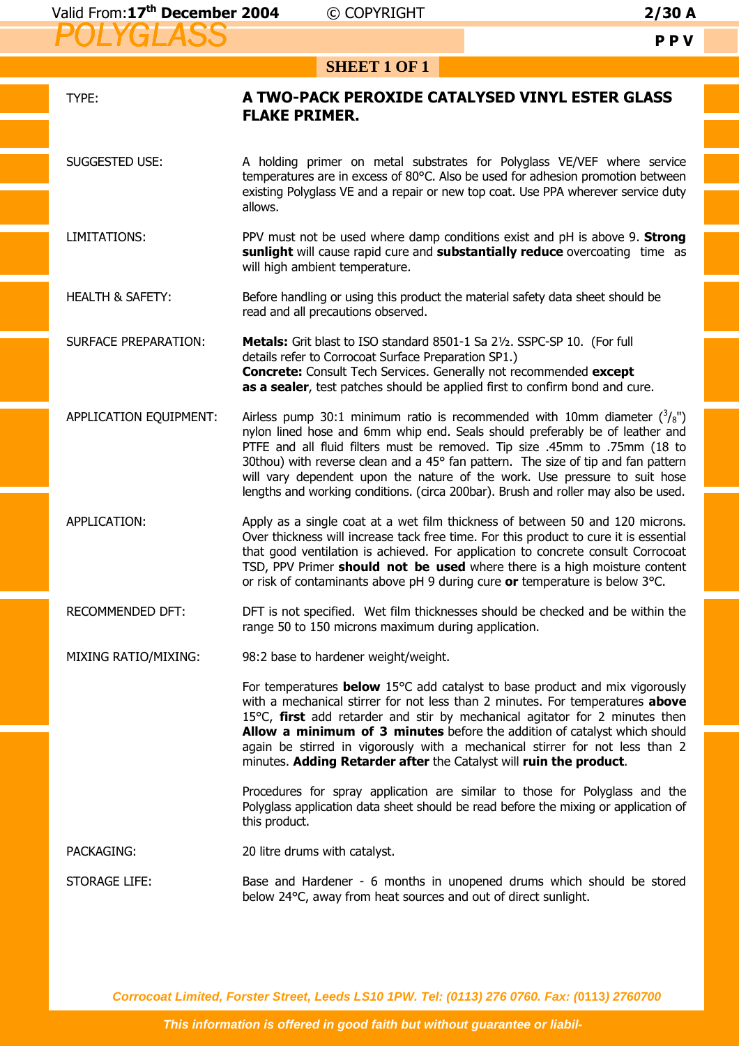# POLYGLASS

**P P V**

**SHEET 1 OF 1**

| | |
|---|---|
| TYPE: | **A TWO-PACK PEROXIDE CATALYSED VINYL ESTER GLASS FLAKE PRIMER.** |
| SUGGESTED USE: | A holding primer on metal substrates for Polyglass VE/VEF where service temperatures are in excess of 80°C. Also be used for adhesion promotion between existing Polyglass VE and a repair or new top coat. Use PPA wherever service duty allows. |
| LIMITATIONS: | PPV must not be used where damp conditions exist and pH is above 9. **Strong sunlight** will cause rapid cure and **substantially reduce** overcoating time as will high ambient temperature. |
| HEALTH & SAFETY: | Before handling or using this product the material safety data sheet should be read and all precautions observed. |
| SURFACE PREPARATION: | **Metals:** Grit blast to ISO standard 8501-1 Sa 2½. SSPC-SP 10. (For full details refer to Corrocoat Surface Preparation SP1.) **Concrete:** Consult Tech Services. Generally not recommended **except as a sealer**, test patches should be applied first to confirm bond and cure. |
| APPLICATION EQUIPMENT: | Airless pump 30:1 minimum ratio is recommended with 10mm diameter ($^3/_8$") nylon lined hose and 6mm whip end. Seals should preferably be of leather and PTFE and all fluid filters must be removed. Tip size .45mm to .75mm (18 to 30thou) with reverse clean and a 45° fan pattern. The size of tip and fan pattern will vary dependent upon the nature of the work. Use pressure to suit hose lengths and working conditions. (circa 200bar). Brush and roller may also be used. |
| APPLICATION: | Apply as a single coat at a wet film thickness of between 50 and 120 microns. Over thickness will increase tack free time. For this product to cure it is essential that good ventilation is achieved. For application to concrete consult Corrocoat TSD, PPV Primer **should not be used** where there is a high moisture content or risk of contaminants above pH 9 during cure **or** temperature is below 3°C. |
| RECOMMENDED DFT: | DFT is not specified. Wet film thicknesses should be checked and be within the range 50 to 150 microns maximum during application. |
| MIXING RATIO/MIXING: | 98:2 base to hardener weight/weight.<br><br>For temperatures **below** 15°C add catalyst to base product and mix vigorously with a mechanical stirrer for not less than 2 minutes. For temperatures **above** 15°C, **first** add retarder and stir by mechanical agitator for 2 minutes then **Allow a minimum of 3 minutes** before the addition of catalyst which should again be stirred in vigorously with a mechanical stirrer for not less than 2 minutes. **Adding Retarder after** the Catalyst will **ruin the product**.<br><br>Procedures for spray application are similar to those for Polyglass and the Polyglass application data sheet should be read before the mixing or application of this product. |
| PACKAGING: | 20 litre drums with catalyst. |
| STORAGE LIFE: | Base and Hardener - 6 months in unopened drums which should be stored below 24°C, away from heat sources and out of direct sunlight. |

*Corrocoat Limited, Forster Street, Leeds LS10 1PW. Tel: (0113) 276 0760. Fax: (0113) 2760700*

*This information is offered in good faith but without guarantee or liabil-*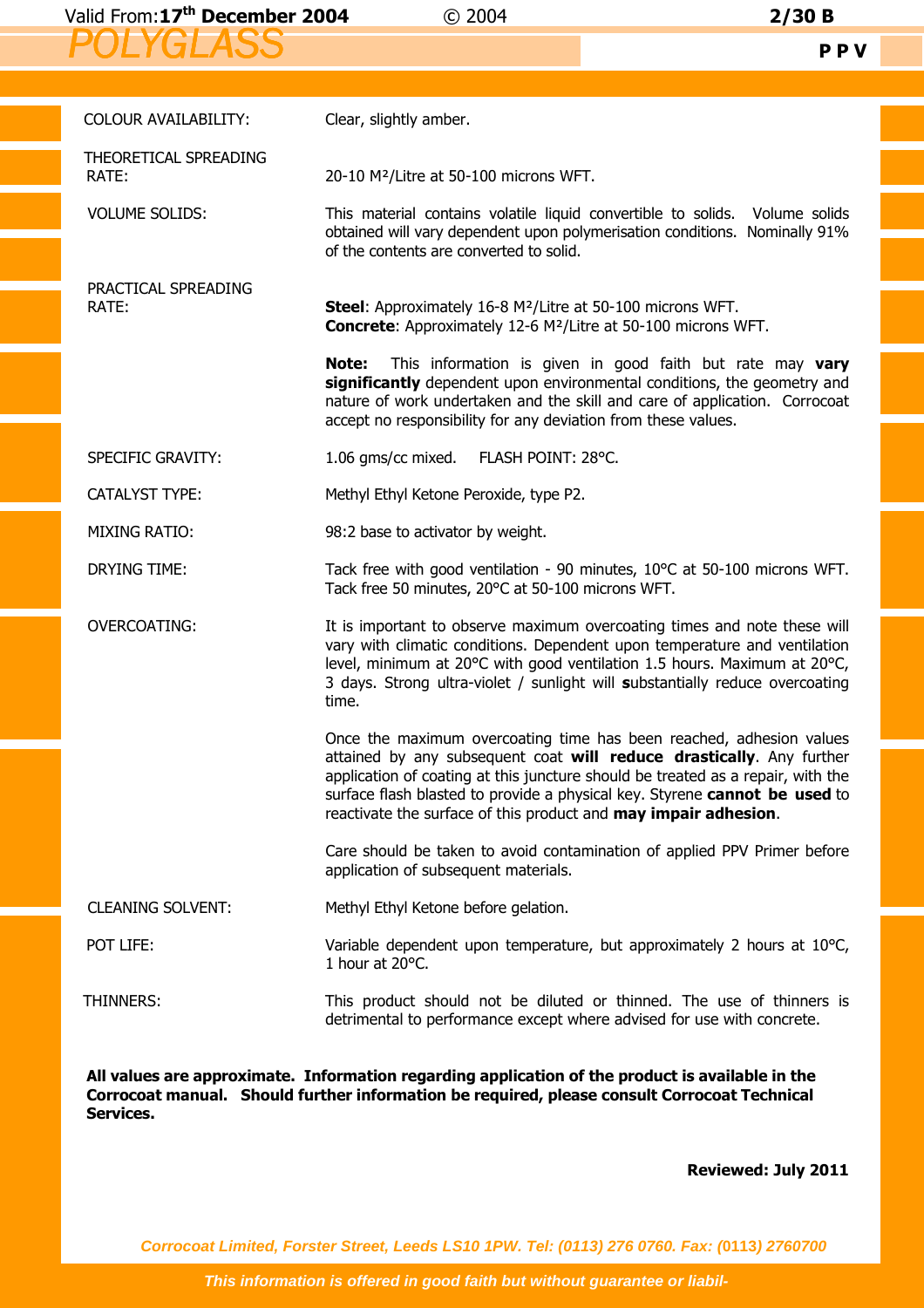| | |
|---|---|
| COLOUR AVAILABILITY: | Clear, slightly amber. |
| THEORETICAL SPREADING RATE: | 20-10 M²/Litre at 50-100 microns WFT. |
| VOLUME SOLIDS: | This material contains volatile liquid convertible to solids. Volume solids obtained will vary dependent upon polymerisation conditions. Nominally 91% of the contents are converted to solid. |
| PRACTICAL SPREADING RATE: | **Steel**: Approximately 16-8 M²/Litre at 50-100 microns WFT.<br>**Concrete**: Approximately 12-6 M²/Litre at 50-100 microns WFT.<br><br>**Note:** This information is given in good faith but rate may **vary significantly** dependent upon environmental conditions, the geometry and nature of work undertaken and the skill and care of application. Corrocoat accept no responsibility for any deviation from these values. |
| SPECIFIC GRAVITY: | 1.06 gms/cc mixed. FLASH POINT: 28°C. |
| CATALYST TYPE: | Methyl Ethyl Ketone Peroxide, type P2. |
| MIXING RATIO: | 98:2 base to activator by weight. |
| DRYING TIME: | Tack free with good ventilation - 90 minutes, 10°C at 50-100 microns WFT.<br>Tack free 50 minutes, 20°C at 50-100 microns WFT. |
| OVERCOATING: | It is important to observe maximum overcoating times and note these will vary with climatic conditions. Dependent upon temperature and ventilation level, minimum at 20°C with good ventilation 1.5 hours. Maximum at 20°C, 3 days. Strong ultra-violet / sunlight will **s**ubstantially reduce overcoating time.<br><br>Once the maximum overcoating time has been reached, adhesion values attained by any subsequent coat **will reduce drastically**. Any further application of coating at this juncture should be treated as a repair, with the surface flash blasted to provide a physical key. Styrene **cannot be used** to reactivate the surface of this product and **may impair adhesion**.<br><br>Care should be taken to avoid contamination of applied PPV Primer before application of subsequent materials. |
| CLEANING SOLVENT: | Methyl Ethyl Ketone before gelation. |
| POT LIFE: | Variable dependent upon temperature, but approximately 2 hours at 10°C, 1 hour at 20°C. |
| THINNERS: | This product should not be diluted or thinned. The use of thinners is detrimental to performance except where advised for use with concrete. |

**All values are approximate. Information regarding application of the product is available in the Corrocoat manual. Should further information be required, please consult Corrocoat Technical Services.**

**Reviewed: July 2011**

*Corrocoat Limited, Forster Street, Leeds LS10 1PW. Tel: (0113) 276 0760. Fax: (0113) 2760700*

*This information is offered in good faith but without guarantee or liabil-*